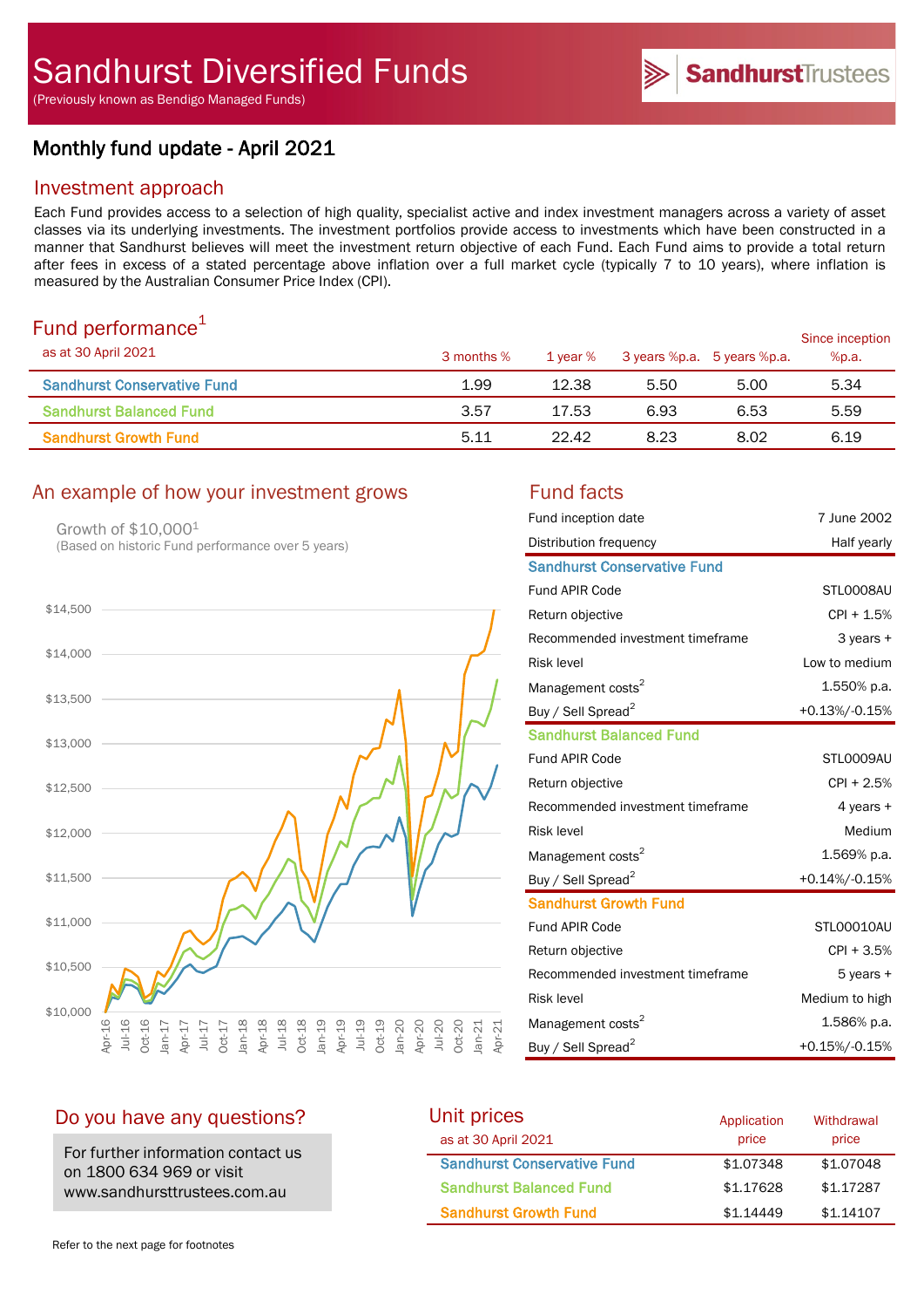# Sandhurst Diversified Funds

(Previously known as Bendigo Managed Funds)

SandhurstTrustees

## Monthly fund update - April 2021

## Investment approach

Each Fund provides access to a selection of high quality, specialist active and index investment managers across a variety of asset classes via its underlying investments. The investment portfolios provide access to investments which have been constructed in a manner that Sandhurst believes will meet the investment return objective of each Fund. Each Fund aims to provide a total return after fees in excess of a stated percentage above inflation over a full market cycle (typically 7 to 10 years), where inflation is measured by the Australian Consumer Price Index (CPI).

## Fund performance[1]

| as at 30 April 2021 | 3 months % | 1 year % | 3 years %p.a. | 5 years %p.a. | Since inception %p.a. |
|---|---|---|---|---|---|
| Sandhurst Conservative Fund | 1.99 | 12.38 | 5.50 | 5.00 | 5.34 |
| Sandhurst Balanced Fund | 3.57 | 17.53 | 6.93 | 6.53 | 5.59 |
| Sandhurst Growth Fund | 5.11 | 22.42 | 8.23 | 8.02 | 6.19 |

## An example of how your investment grows

Growth of $10,000[1]
(Based on historic Fund performance over 5 years)

## Fund facts

| | |
|---|---|
| Fund inception date | 7 June 2002 |
| Distribution frequency | Half yearly |
| **Sandhurst Conservative Fund** | |
| Fund APIR Code | STL0008AU |
| Return objective | CPI + 1.5% |
| Recommended investment timeframe | 3 years + |
| Risk level | Low to medium |
| Management costs[2] | 1.550% p.a. |
| Buy / Sell Spread[2] | +0.13%/-0.15% |
| **Sandhurst Balanced Fund** | |
| Fund APIR Code | STL0009AU |
| Return objective | CPI + 2.5% |
| Recommended investment timeframe | 4 years + |
| Risk level | Medium |
| Management costs[2] | 1.569% p.a. |
| Buy / Sell Spread[2] | +0.14%/-0.15% |
| **Sandhurst Growth Fund** | |
| Fund APIR Code | STL00010AU |
| Return objective | CPI + 3.5% |
| Recommended investment timeframe | 5 years + |
| Risk level | Medium to high |
| Management costs[2] | 1.586% p.a. |
| Buy / Sell Spread[2] | +0.15%/-0.15% |

## Do you have any questions?

For further information contact us on 1800 634 969 or visit www.sandhursttrustees.com.au

## Unit prices

| as at 30 April 2021 | Application price | Withdrawal price |
|---|---|---|
| Sandhurst Conservative Fund | $1.07348 | $1.07048 |
| Sandhurst Balanced Fund | $1.17628 | $1.17287 |
| Sandhurst Growth Fund | $1.14449 | $1.14107 |

Refer to the next page for footnotes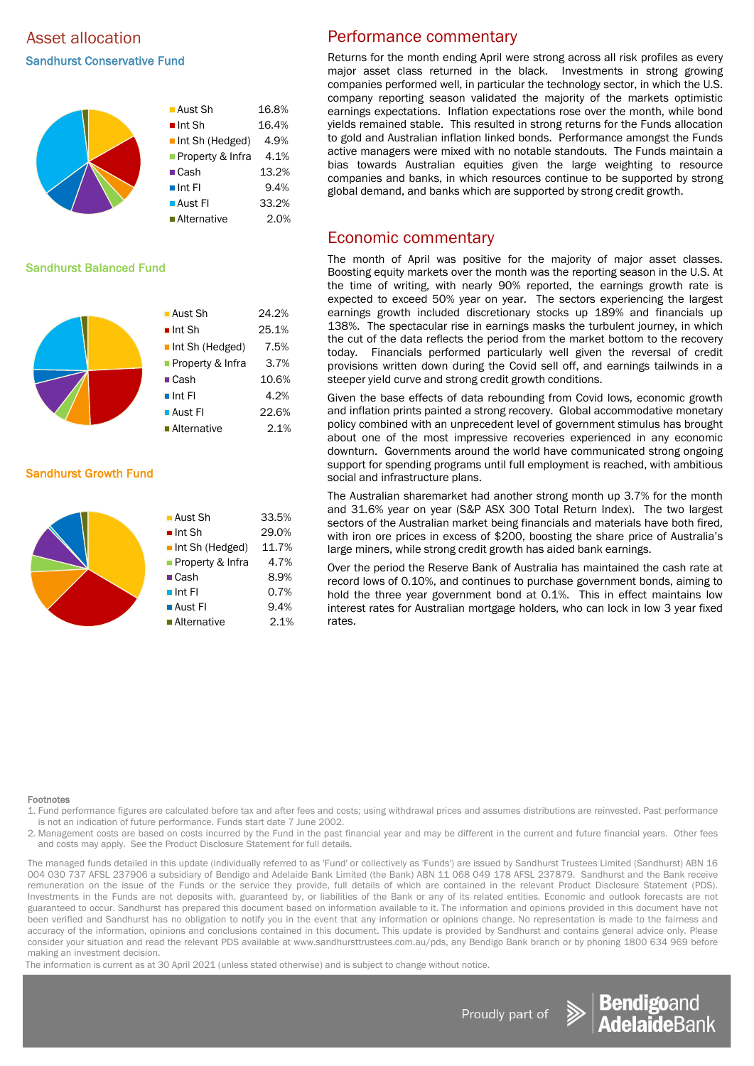## Asset allocation

### Sandhurst Conservative Fund

Aust Sh 16.8%
Int Sh 16.4%
Int Sh (Hedged) 4.9%
Property & Infra 4.1%
Cash 13.2%
Int FI 9.4%
Aust FI 33.2%
Alternative 2.0%

### Sandhurst Balanced Fund

Aust Sh 24.2%
Int Sh 25.1%
Int Sh (Hedged) 7.5%
Property & Infra 3.7%
Cash 10.6%
Int FI 4.2%
Aust FI 22.6%
Alternative 2.1%

### Sandhurst Growth Fund

Aust Sh 33.5%
Int Sh 29.0%
Int Sh (Hedged) 11.7%
Property & Infra 4.7%
Cash 8.9%
Int FI 0.7%
Aust FI 9.4%
Alternative 2.1%

## Performance commentary

Returns for the month ending April were strong across all risk profiles as every major asset class returned in the black. Investments in strong growing companies performed well, in particular the technology sector, in which the U.S. company reporting season validated the majority of the markets optimistic earnings expectations. Inflation expectations rose over the month, while bond yields remained stable. This resulted in strong returns for the Funds allocation to gold and Australian inflation linked bonds. Performance amongst the Funds active managers were mixed with no notable standouts. The Funds maintain a bias towards Australian equities given the large weighting to resource companies and banks, in which resources continue to be supported by strong global demand, and banks which are supported by strong credit growth.

## Economic commentary

The month of April was positive for the majority of major asset classes. Boosting equity markets over the month was the reporting season in the U.S. At the time of writing, with nearly 90% reported, the earnings growth rate is expected to exceed 50% year on year. The sectors experiencing the largest earnings growth included discretionary stocks up 189% and financials up 138%. The spectacular rise in earnings masks the turbulent journey, in which the cut of the data reflects the period from the market bottom to the recovery today. Financials performed particularly well given the reversal of credit provisions written down during the Covid sell off, and earnings tailwinds in a steeper yield curve and strong credit growth conditions.

Given the base effects of data rebounding from Covid lows, economic growth and inflation prints painted a strong recovery. Global accommodative monetary policy combined with an unprecedent level of government stimulus has brought about one of the most impressive recoveries experienced in any economic downturn. Governments around the world have communicated strong ongoing support for spending programs until full employment is reached, with ambitious social and infrastructure plans.

The Australian sharemarket had another strong month up 3.7% for the month and 31.6% year on year (S&P ASX 300 Total Return Index). The two largest sectors of the Australian market being financials and materials have both fired, with iron ore prices in excess of $200, boosting the share price of Australia's large miners, while strong credit growth has aided bank earnings.

Over the period the Reserve Bank of Australia has maintained the cash rate at record lows of 0.10%, and continues to purchase government bonds, aiming to hold the three year government bond at 0.1%. This in effect maintains low interest rates for Australian mortgage holders, who can lock in low 3 year fixed rates.

#### Footnotes

1. Fund performance figures are calculated before tax and after fees and costs; using withdrawal prices and assumes distributions are reinvested. Past performance is not an indication of future performance. Funds start date 7 June 2002.
2. Management costs are based on costs incurred by the Fund in the past financial year and may be different in the current and future financial years. Other fees and costs may apply. See the Product Disclosure Statement for full details.

The managed funds detailed in this update (individually referred to as 'Fund' or collectively as 'Funds') are issued by Sandhurst Trustees Limited (Sandhurst) ABN 16 004 030 737 AFSL 237906 a subsidiary of Bendigo and Adelaide Bank Limited (the Bank) ABN 11 068 049 178 AFSL 237879. Sandhurst and the Bank receive remuneration on the issue of the Funds or the service they provide, full details of which are contained in the relevant Product Disclosure Statement (PDS). Investments in the Funds are not deposits with, guaranteed by, or liabilities of the Bank or any of its related entities. Economic and outlook forecasts are not guaranteed to occur. Sandhurst has prepared this document based on information available to it. The information and opinions provided in this document have not been verified and Sandhurst has no obligation to notify you in the event that any information or opinions change. No representation is made to the fairness and accuracy of the information, opinions and conclusions contained in this document. This update is provided by Sandhurst and contains general advice only. Please consider your situation and read the relevant PDS available at www.sandhursttrustees.com.au/pds, any Bendigo Bank branch or by phoning 1800 634 969 before making an investment decision.

The information is current as at 30 April 2021 (unless stated otherwise) and is subject to change without notice.

Proudly part of Bendigo and Adelaide Bank